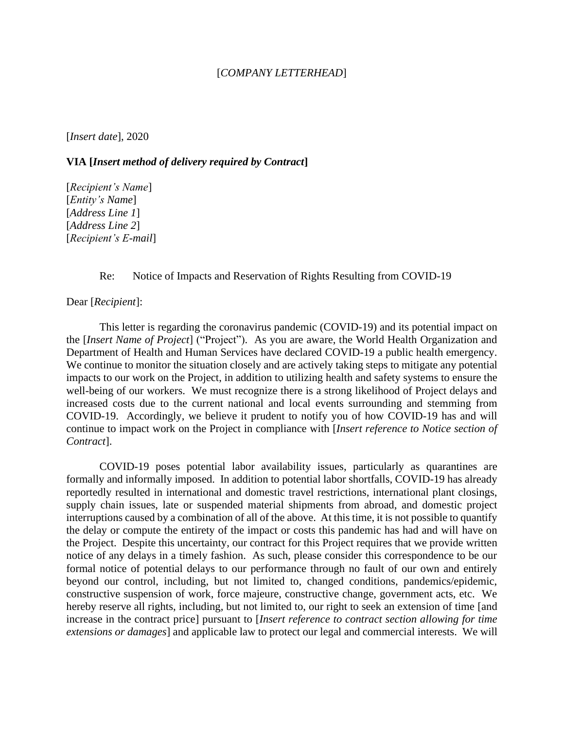[*COMPANY LETTERHEAD*]

[*Insert date*], 2020

**VIA [*Insert method of delivery required by Contract*]**

[*Recipient's Name*]
[*Entity's Name*]
[*Address Line 1*]
[*Address Line 2*]
[*Recipient's E-mail*]

Re: Notice of Impacts and Reservation of Rights Resulting from COVID-19

Dear [*Recipient*]:

This letter is regarding the coronavirus pandemic (COVID-19) and its potential impact on the [*Insert Name of Project*] ("Project"). As you are aware, the World Health Organization and Department of Health and Human Services have declared COVID-19 a public health emergency. We continue to monitor the situation closely and are actively taking steps to mitigate any potential impacts to our work on the Project, in addition to utilizing health and safety systems to ensure the well-being of our workers. We must recognize there is a strong likelihood of Project delays and increased costs due to the current national and local events surrounding and stemming from COVID-19. Accordingly, we believe it prudent to notify you of how COVID-19 has and will continue to impact work on the Project in compliance with [*Insert reference to Notice section of Contract*].

COVID-19 poses potential labor availability issues, particularly as quarantines are formally and informally imposed. In addition to potential labor shortfalls, COVID-19 has already reportedly resulted in international and domestic travel restrictions, international plant closings, supply chain issues, late or suspended material shipments from abroad, and domestic project interruptions caused by a combination of all of the above. At this time, it is not possible to quantify the delay or compute the entirety of the impact or costs this pandemic has had and will have on the Project. Despite this uncertainty, our contract for this Project requires that we provide written notice of any delays in a timely fashion. As such, please consider this correspondence to be our formal notice of potential delays to our performance through no fault of our own and entirely beyond our control, including, but not limited to, changed conditions, pandemics/epidemic, constructive suspension of work, force majeure, constructive change, government acts, etc. We hereby reserve all rights, including, but not limited to, our right to seek an extension of time [and increase in the contract price] pursuant to [*Insert reference to contract section allowing for time extensions or damages*] and applicable law to protect our legal and commercial interests. We will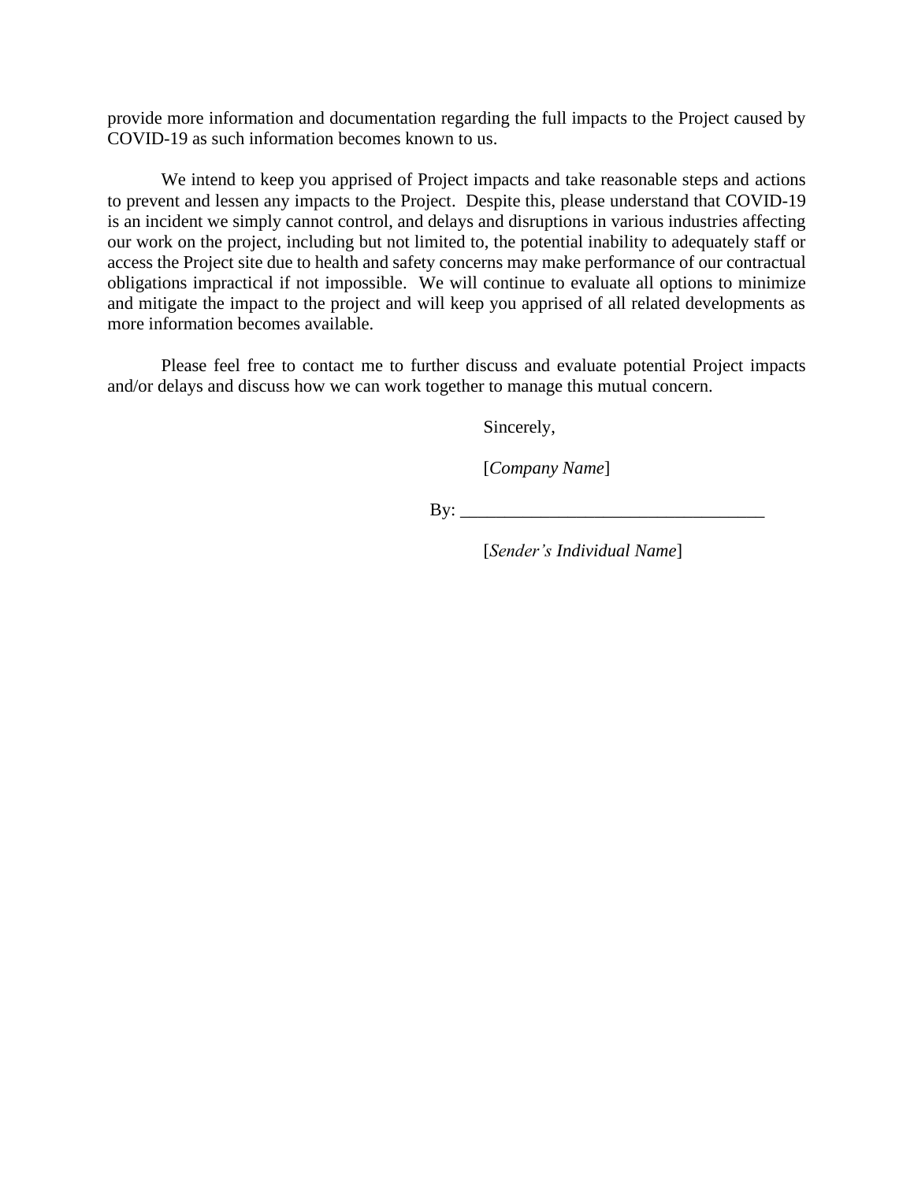provide more information and documentation regarding the full impacts to the Project caused by COVID-19 as such information becomes known to us.

We intend to keep you apprised of Project impacts and take reasonable steps and actions to prevent and lessen any impacts to the Project. Despite this, please understand that COVID-19 is an incident we simply cannot control, and delays and disruptions in various industries affecting our work on the project, including but not limited to, the potential inability to adequately staff or access the Project site due to health and safety concerns may make performance of our contractual obligations impractical if not impossible. We will continue to evaluate all options to minimize and mitigate the impact to the project and will keep you apprised of all related developments as more information becomes available.

Please feel free to contact me to further discuss and evaluate potential Project impacts and/or delays and discuss how we can work together to manage this mutual concern.

Sincerely,

[*Company Name*]

By: ___________________________________

[*Sender's Individual Name*]